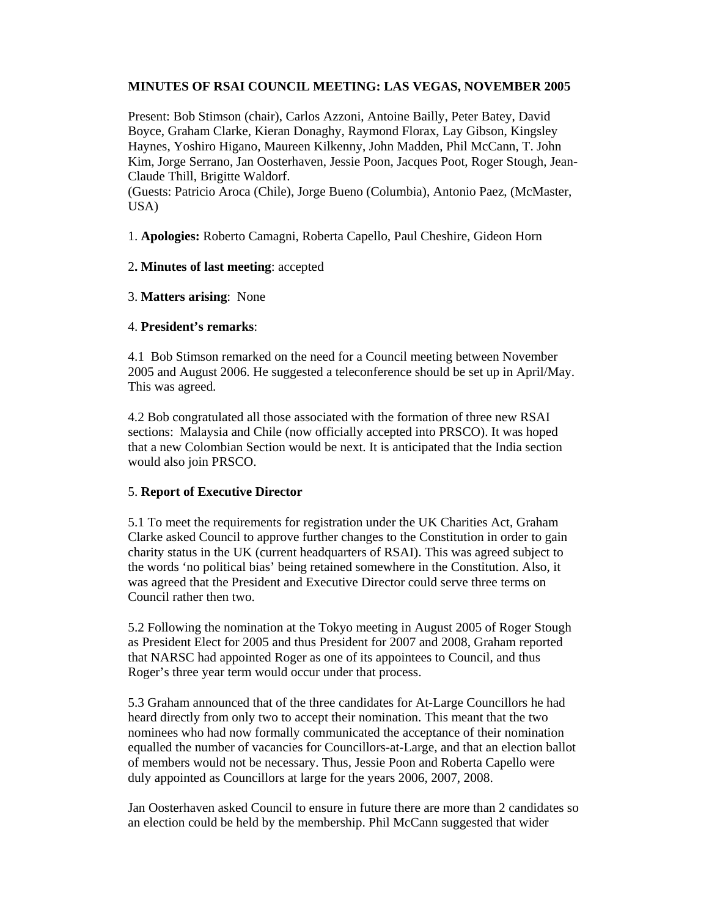**MINUTES OF RSAI COUNCIL MEETING: LAS VEGAS, NOVEMBER 2005**

Present: Bob Stimson (chair), Carlos Azzoni, Antoine Bailly, Peter Batey, David Boyce, Graham Clarke, Kieran Donaghy, Raymond Florax, Lay Gibson, Kingsley Haynes, Yoshiro Higano, Maureen Kilkenny, John Madden, Phil McCann, T. John Kim, Jorge Serrano, Jan Oosterhaven, Jessie Poon, Jacques Poot, Roger Stough, Jean-Claude Thill, Brigitte Waldorf.
(Guests: Patricio Aroca (Chile), Jorge Bueno (Columbia), Antonio Paez, (McMaster, USA)

1. **Apologies:** Roberto Camagni, Roberta Capello, Paul Cheshire, Gideon Horn

2**. Minutes of last meeting**: accepted

3. **Matters arising**: None

4. **President's remarks**:

4.1 Bob Stimson remarked on the need for a Council meeting between November 2005 and August 2006. He suggested a teleconference should be set up in April/May. This was agreed.

4.2 Bob congratulated all those associated with the formation of three new RSAI sections: Malaysia and Chile (now officially accepted into PRSCO). It was hoped that a new Colombian Section would be next. It is anticipated that the India section would also join PRSCO.

5. **Report of Executive Director**

5.1 To meet the requirements for registration under the UK Charities Act, Graham Clarke asked Council to approve further changes to the Constitution in order to gain charity status in the UK (current headquarters of RSAI). This was agreed subject to the words 'no political bias' being retained somewhere in the Constitution. Also, it was agreed that the President and Executive Director could serve three terms on Council rather then two.

5.2 Following the nomination at the Tokyo meeting in August 2005 of Roger Stough as President Elect for 2005 and thus President for 2007 and 2008, Graham reported that NARSC had appointed Roger as one of its appointees to Council, and thus Roger's three year term would occur under that process.

5.3 Graham announced that of the three candidates for At-Large Councillors he had heard directly from only two to accept their nomination. This meant that the two nominees who had now formally communicated the acceptance of their nomination equalled the number of vacancies for Councillors-at-Large, and that an election ballot of members would not be necessary. Thus, Jessie Poon and Roberta Capello were duly appointed as Councillors at large for the years 2006, 2007, 2008.

Jan Oosterhaven asked Council to ensure in future there are more than 2 candidates so an election could be held by the membership. Phil McCann suggested that wider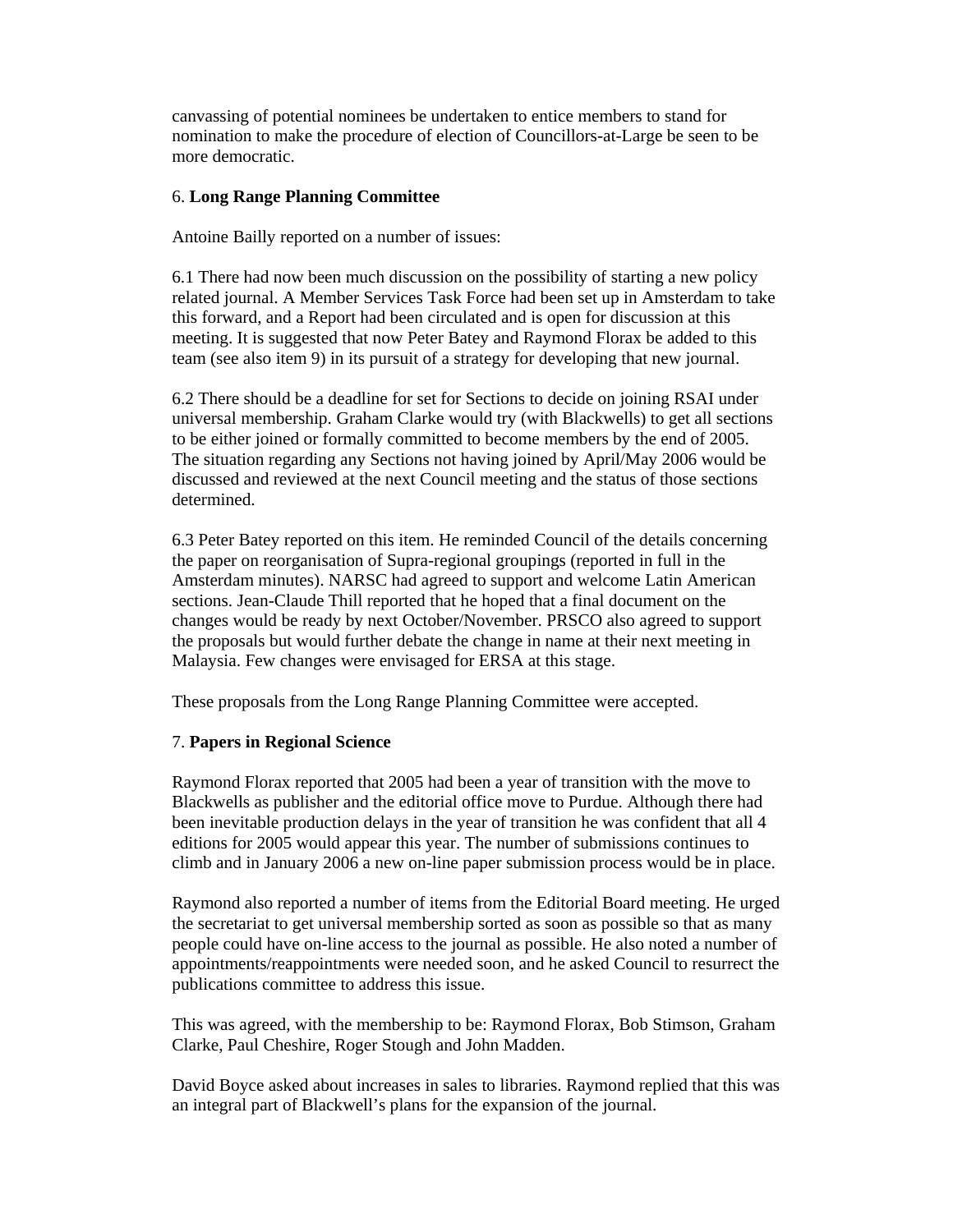canvassing of potential nominees be undertaken to entice members to stand for nomination to make the procedure of election of Councillors-at-Large be seen to be more democratic.

6. **Long Range Planning Committee**

Antoine Bailly reported on a number of issues:

6.1 There had now been much discussion on the possibility of starting a new policy related journal. A Member Services Task Force had been set up in Amsterdam to take this forward, and a Report had been circulated and is open for discussion at this meeting. It is suggested that now Peter Batey and Raymond Florax be added to this team (see also item 9) in its pursuit of a strategy for developing that new journal.

6.2 There should be a deadline for set for Sections to decide on joining RSAI under universal membership. Graham Clarke would try (with Blackwells) to get all sections to be either joined or formally committed to become members by the end of 2005. The situation regarding any Sections not having joined by April/May 2006 would be discussed and reviewed at the next Council meeting and the status of those sections determined.

6.3 Peter Batey reported on this item. He reminded Council of the details concerning the paper on reorganisation of Supra-regional groupings (reported in full in the Amsterdam minutes). NARSC had agreed to support and welcome Latin American sections. Jean-Claude Thill reported that he hoped that a final document on the changes would be ready by next October/November. PRSCO also agreed to support the proposals but would further debate the change in name at their next meeting in Malaysia. Few changes were envisaged for ERSA at this stage.

These proposals from the Long Range Planning Committee were accepted.

7. **Papers in Regional Science**

Raymond Florax reported that 2005 had been a year of transition with the move to Blackwells as publisher and the editorial office move to Purdue. Although there had been inevitable production delays in the year of transition he was confident that all 4 editions for 2005 would appear this year. The number of submissions continues to climb and in January 2006 a new on-line paper submission process would be in place.

Raymond also reported a number of items from the Editorial Board meeting. He urged the secretariat to get universal membership sorted as soon as possible so that as many people could have on-line access to the journal as possible. He also noted a number of appointments/reappointments were needed soon, and he asked Council to resurrect the publications committee to address this issue.

This was agreed, with the membership to be: Raymond Florax, Bob Stimson, Graham Clarke, Paul Cheshire, Roger Stough and John Madden.

David Boyce asked about increases in sales to libraries. Raymond replied that this was an integral part of Blackwell's plans for the expansion of the journal.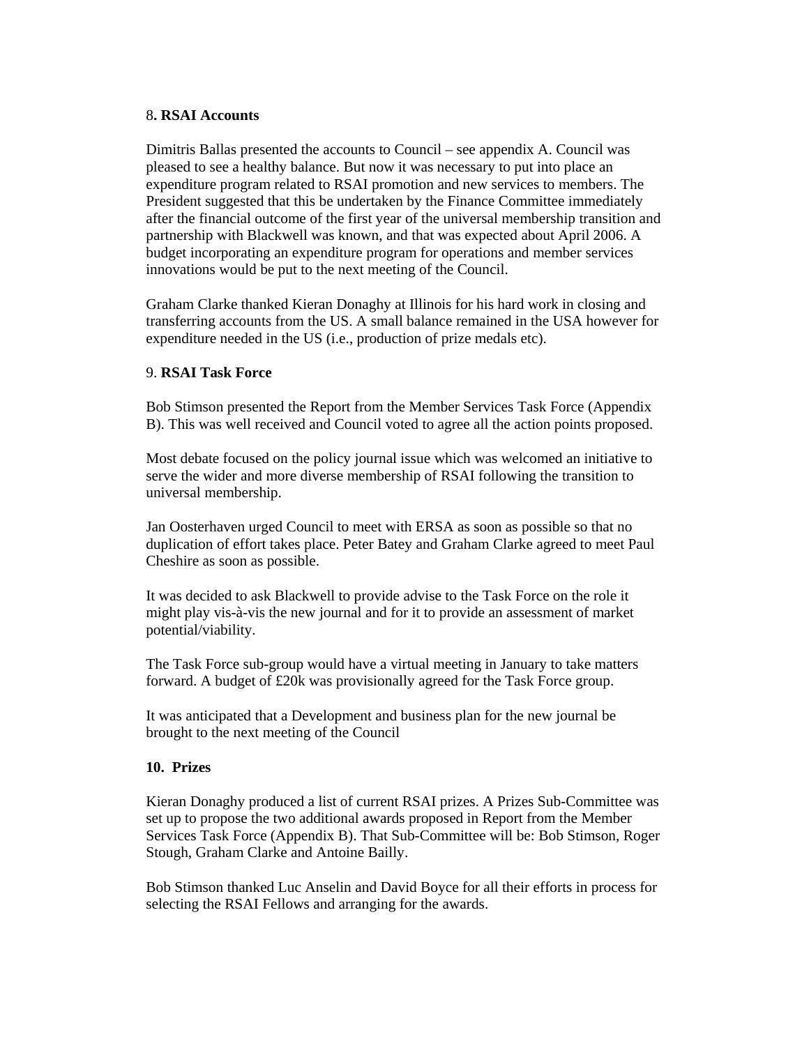8**. RSAI Accounts**

Dimitris Ballas presented the accounts to Council – see appendix A. Council was pleased to see a healthy balance. But now it was necessary to put into place an expenditure program related to RSAI promotion and new services to members. The President suggested that this be undertaken by the Finance Committee immediately after the financial outcome of the first year of the universal membership transition and partnership with Blackwell was known, and that was expected about April 2006. A budget incorporating an expenditure program for operations and member services innovations would be put to the next meeting of the Council.

Graham Clarke thanked Kieran Donaghy at Illinois for his hard work in closing and transferring accounts from the US. A small balance remained in the USA however for expenditure needed in the US (i.e., production of prize medals etc).

9. **RSAI Task Force**

Bob Stimson presented the Report from the Member Services Task Force (Appendix B). This was well received and Council voted to agree all the action points proposed.

Most debate focused on the policy journal issue which was welcomed an initiative to serve the wider and more diverse membership of RSAI following the transition to universal membership.

Jan Oosterhaven urged Council to meet with ERSA as soon as possible so that no duplication of effort takes place. Peter Batey and Graham Clarke agreed to meet Paul Cheshire as soon as possible.

It was decided to ask Blackwell to provide advise to the Task Force on the role it might play vis-à-vis the new journal and for it to provide an assessment of market potential/viability.

The Task Force sub-group would have a virtual meeting in January to take matters forward. A budget of £20k was provisionally agreed for the Task Force group.

It was anticipated that a Development and business plan for the new journal be brought to the next meeting of the Council

**10. Prizes**

Kieran Donaghy produced a list of current RSAI prizes. A Prizes Sub-Committee was set up to propose the two additional awards proposed in Report from the Member Services Task Force (Appendix B). That Sub-Committee will be: Bob Stimson, Roger Stough, Graham Clarke and Antoine Bailly.

Bob Stimson thanked Luc Anselin and David Boyce for all their efforts in process for selecting the RSAI Fellows and arranging for the awards.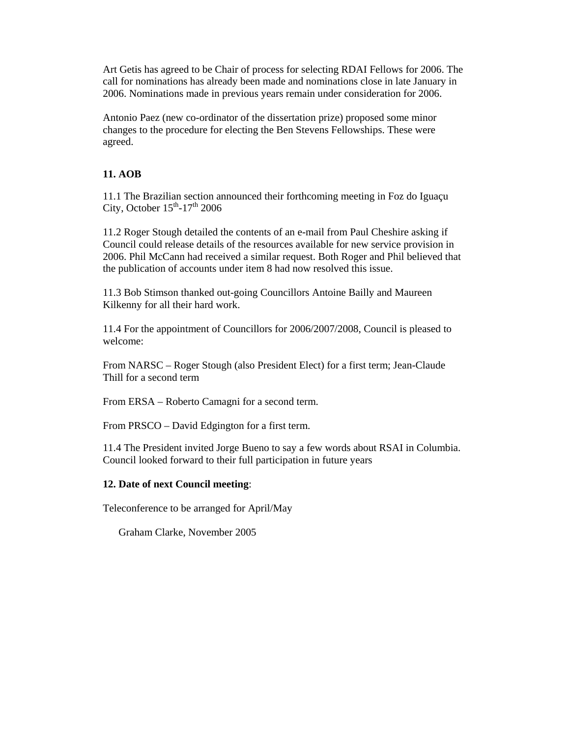Art Getis has agreed to be Chair of process for selecting RDAI Fellows for 2006. The call for nominations has already been made and nominations close in late January in 2006. Nominations made in previous years remain under consideration for 2006.

Antonio Paez (new co-ordinator of the dissertation prize) proposed some minor changes to the procedure for electing the Ben Stevens Fellowships. These were agreed.

**11. AOB**

11.1 The Brazilian section announced their forthcoming meeting in Foz do Iguaçu City, October 15th-17th 2006

11.2 Roger Stough detailed the contents of an e-mail from Paul Cheshire asking if Council could release details of the resources available for new service provision in 2006. Phil McCann had received a similar request. Both Roger and Phil believed that the publication of accounts under item 8 had now resolved this issue.

11.3 Bob Stimson thanked out-going Councillors Antoine Bailly and Maureen Kilkenny for all their hard work.

11.4 For the appointment of Councillors for 2006/2007/2008, Council is pleased to welcome:

From NARSC – Roger Stough (also President Elect) for a first term; Jean-Claude Thill for a second term

From ERSA – Roberto Camagni for a second term.

From PRSCO – David Edgington for a first term.

11.4 The President invited Jorge Bueno to say a few words about RSAI in Columbia. Council looked forward to their full participation in future years

**12. Date of next Council meeting**:

Teleconference to be arranged for April/May

Graham Clarke, November 2005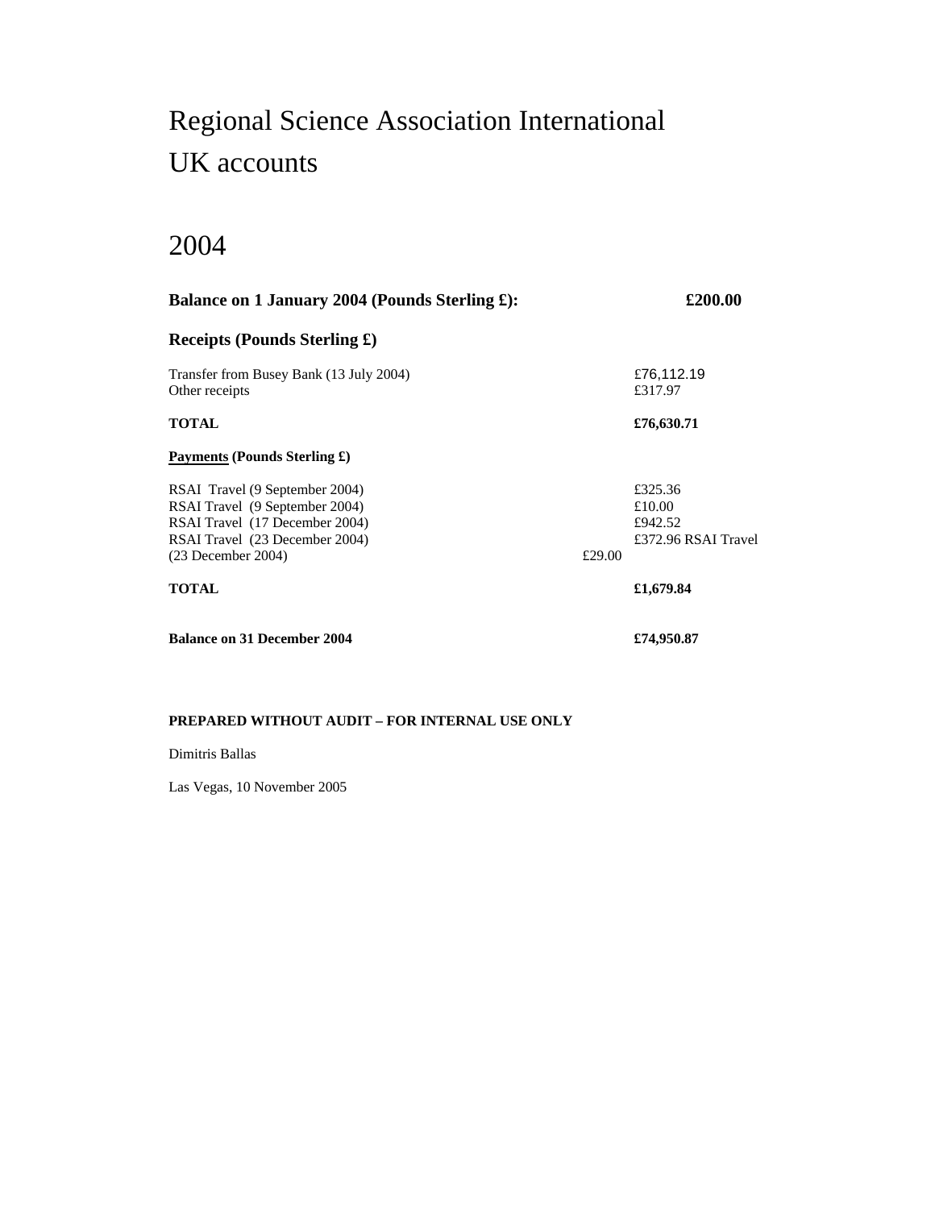# Regional Science Association International
# UK accounts

## 2004

| **Balance on 1 January 2004 (Pounds Sterling £):** | | **£200.00** |
|---|---|---|
| **Receipts (Pounds Sterling £)** | | |
| Transfer from Busey Bank (13 July 2004) | | £76,112.19 |
| Other receipts | | £317.97 |
| **TOTAL** | | **£76,630.71** |
| **Payments (Pounds Sterling £)** | | |
| RSAI Travel (9 September 2004) | | £325.36 |
| RSAI Travel (9 September 2004) | | £10.00 |
| RSAI Travel (17 December 2004) | | £942.52 |
| RSAI Travel (23 December 2004) | | £372.96 RSAI Travel |
| (23 December 2004) | £29.00 | |
| **TOTAL** | | **£1,679.84** |
| **Balance on 31 December 2004** | | **£74,950.87** |

**PREPARED WITHOUT AUDIT – FOR INTERNAL USE ONLY**

Dimitris Ballas

Las Vegas, 10 November 2005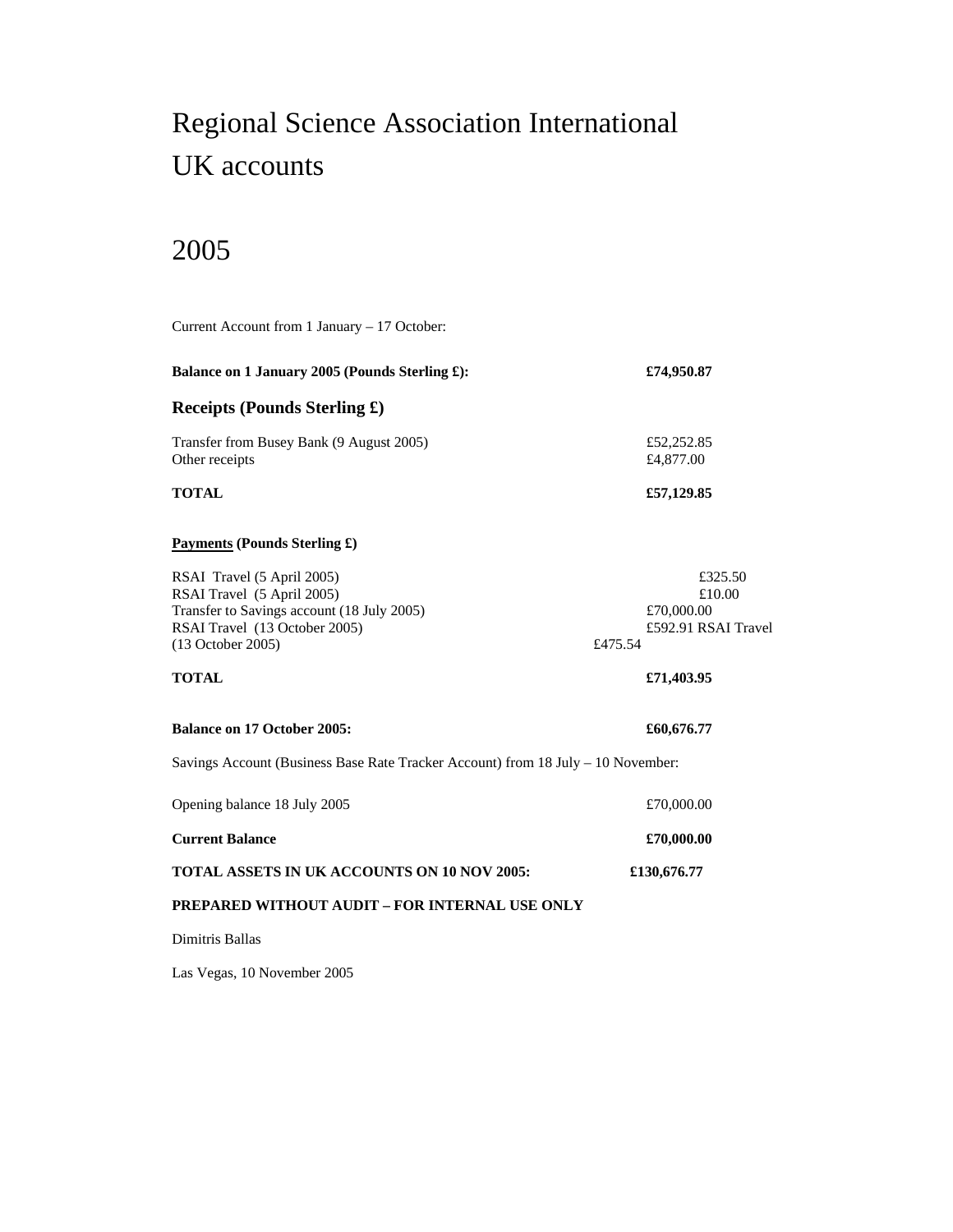# Regional Science Association International
# UK accounts

# 2005

Current Account from 1 January – 17 October:

| | |
|---|---|
| **Balance on 1 January 2005 (Pounds Sterling £):** | **£74,950.87** |

### Receipts (Pounds Sterling £)

| | |
|---|---|
| Transfer from Busey Bank (9 August 2005) | £52,252.85 |
| Other receipts | £4,877.00 |
| **TOTAL** | **£57,129.85** |

**<u>Payments</u> (Pounds Sterling £)**

| | |
|---|---|
| RSAI Travel (5 April 2005) | £325.50 |
| RSAI Travel (5 April 2005) | £10.00 |
| Transfer to Savings account (18 July 2005) | £70,000.00 |
| RSAI Travel (13 October 2005) | £592.91 RSAI Travel |
| (13 October 2005) | £475.54 |
| **TOTAL** | **£71,403.95** |

| | |
|---|---|
| **Balance on 17 October 2005:** | **£60,676.77** |

Savings Account (Business Base Rate Tracker Account) from 18 July – 10 November:

| | |
|---|---|
| Opening balance 18 July 2005 | £70,000.00 |
| **Current Balance** | **£70,000.00** |
| **TOTAL ASSETS IN UK ACCOUNTS ON 10 NOV 2005:** | **£130,676.77** |

**PREPARED WITHOUT AUDIT – FOR INTERNAL USE ONLY**

Dimitris Ballas

Las Vegas, 10 November 2005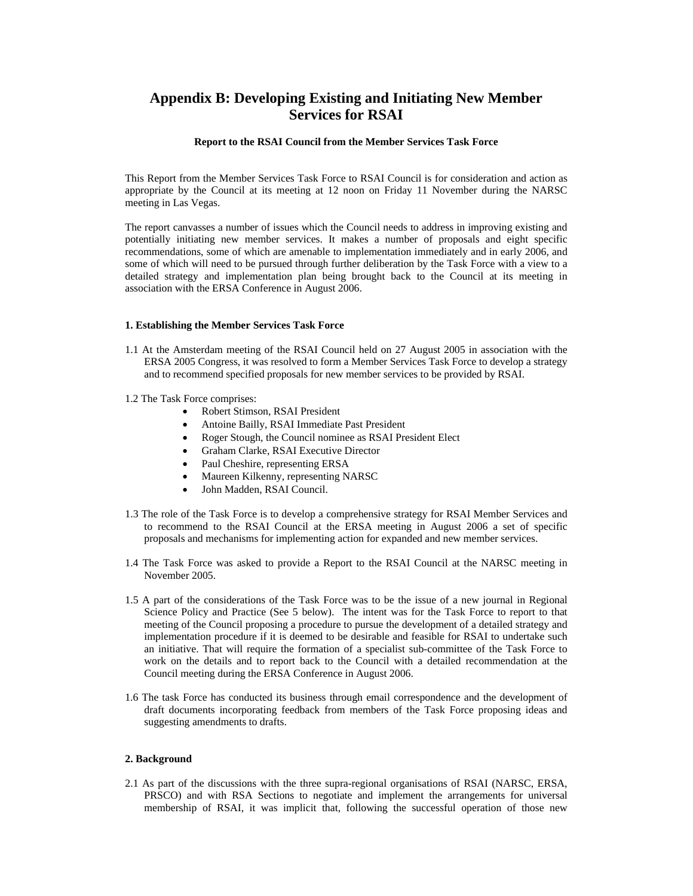# Appendix B: Developing Existing and Initiating New Member Services for RSAI

**Report to the RSAI Council from the Member Services Task Force**

This Report from the Member Services Task Force to RSAI Council is for consideration and action as appropriate by the Council at its meeting at 12 noon on Friday 11 November during the NARSC meeting in Las Vegas.

The report canvasses a number of issues which the Council needs to address in improving existing and potentially initiating new member services. It makes a number of proposals and eight specific recommendations, some of which are amenable to implementation immediately and in early 2006, and some of which will need to be pursued through further deliberation by the Task Force with a view to a detailed strategy and implementation plan being brought back to the Council at its meeting in association with the ERSA Conference in August 2006.

### 1. Establishing the Member Services Task Force

1.1 At the Amsterdam meeting of the RSAI Council held on 27 August 2005 in association with the ERSA 2005 Congress, it was resolved to form a Member Services Task Force to develop a strategy and to recommend specified proposals for new member services to be provided by RSAI.

1.2 The Task Force comprises:

- Robert Stimson, RSAI President
- Antoine Bailly, RSAI Immediate Past President
- Roger Stough, the Council nominee as RSAI President Elect
- Graham Clarke, RSAI Executive Director
- Paul Cheshire, representing ERSA
- Maureen Kilkenny, representing NARSC
- John Madden, RSAI Council.

1.3 The role of the Task Force is to develop a comprehensive strategy for RSAI Member Services and to recommend to the RSAI Council at the ERSA meeting in August 2006 a set of specific proposals and mechanisms for implementing action for expanded and new member services.

1.4 The Task Force was asked to provide a Report to the RSAI Council at the NARSC meeting in November 2005.

1.5 A part of the considerations of the Task Force was to be the issue of a new journal in Regional Science Policy and Practice (See 5 below). The intent was for the Task Force to report to that meeting of the Council proposing a procedure to pursue the development of a detailed strategy and implementation procedure if it is deemed to be desirable and feasible for RSAI to undertake such an initiative. That will require the formation of a specialist sub-committee of the Task Force to work on the details and to report back to the Council with a detailed recommendation at the Council meeting during the ERSA Conference in August 2006.

1.6 The task Force has conducted its business through email correspondence and the development of draft documents incorporating feedback from members of the Task Force proposing ideas and suggesting amendments to drafts.

### 2. Background

2.1 As part of the discussions with the three supra-regional organisations of RSAI (NARSC, ERSA, PRSCO) and with RSA Sections to negotiate and implement the arrangements for universal membership of RSAI, it was implicit that, following the successful operation of those new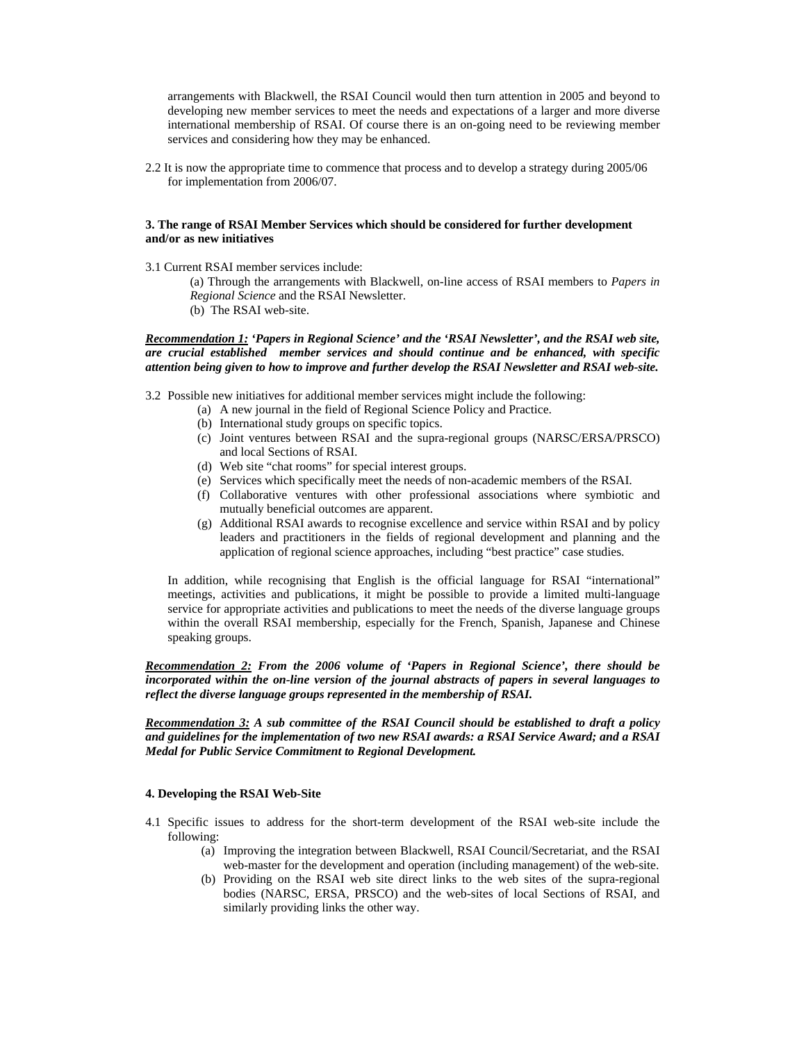arrangements with Blackwell, the RSAI Council would then turn attention in 2005 and beyond to developing new member services to meet the needs and expectations of a larger and more diverse international membership of RSAI. Of course there is an on-going need to be reviewing member services and considering how they may be enhanced.

2.2 It is now the appropriate time to commence that process and to develop a strategy during 2005/06 for implementation from 2006/07.

**3. The range of RSAI Member Services which should be considered for further development and/or as new initiatives**

3.1 Current RSAI member services include:

(a) Through the arrangements with Blackwell, on-line access of RSAI members to *Papers in Regional Science* and the RSAI Newsletter.
(b) The RSAI web-site.

***Recommendation 1:*** ***'Papers in Regional Science' and the 'RSAI Newsletter', and the RSAI web site, are crucial established member services and should continue and be enhanced, with specific attention being given to how to improve and further develop the RSAI Newsletter and RSAI web-site.***

3.2 Possible new initiatives for additional member services might include the following:

(a) A new journal in the field of Regional Science Policy and Practice.
(b) International study groups on specific topics.
(c) Joint ventures between RSAI and the supra-regional groups (NARSC/ERSA/PRSCO) and local Sections of RSAI.
(d) Web site "chat rooms" for special interest groups.
(e) Services which specifically meet the needs of non-academic members of the RSAI.
(f) Collaborative ventures with other professional associations where symbiotic and mutually beneficial outcomes are apparent.
(g) Additional RSAI awards to recognise excellence and service within RSAI and by policy leaders and practitioners in the fields of regional development and planning and the application of regional science approaches, including "best practice" case studies.

In addition, while recognising that English is the official language for RSAI "international" meetings, activities and publications, it might be possible to provide a limited multi-language service for appropriate activities and publications to meet the needs of the diverse language groups within the overall RSAI membership, especially for the French, Spanish, Japanese and Chinese speaking groups.

***Recommendation 2:*** ***From the 2006 volume of 'Papers in Regional Science', there should be incorporated within the on-line version of the journal abstracts of papers in several languages to reflect the diverse language groups represented in the membership of RSAI.***

***Recommendation 3:*** ***A sub committee of the RSAI Council should be established to draft a policy and guidelines for the implementation of two new RSAI awards: a RSAI Service Award; and a RSAI Medal for Public Service Commitment to Regional Development.***

**4. Developing the RSAI Web-Site**

4.1 Specific issues to address for the short-term development of the RSAI web-site include the following:

(a) Improving the integration between Blackwell, RSAI Council/Secretariat, and the RSAI web-master for the development and operation (including management) of the web-site.
(b) Providing on the RSAI web site direct links to the web sites of the supra-regional bodies (NARSC, ERSA, PRSCO) and the web-sites of local Sections of RSAI, and similarly providing links the other way.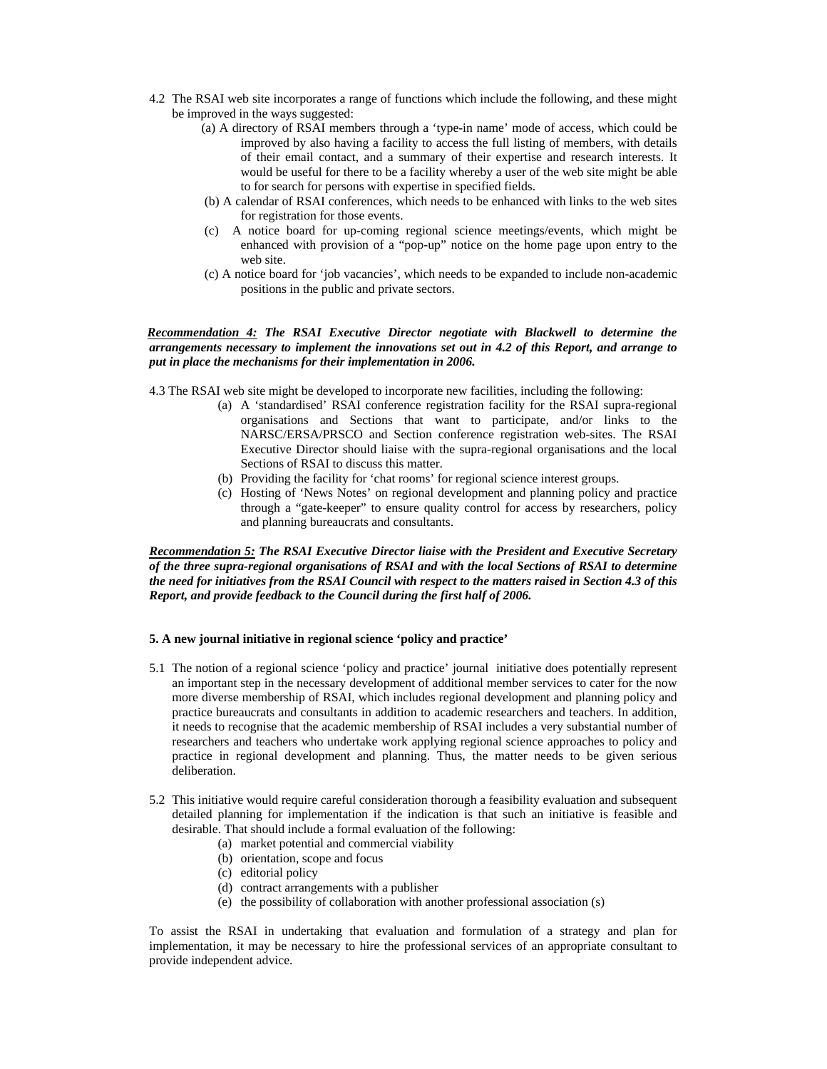4.2 The RSAI web site incorporates a range of functions which include the following, and these might be improved in the ways suggested:

(a) A directory of RSAI members through a 'type-in name' mode of access, which could be improved by also having a facility to access the full listing of members, with details of their email contact, and a summary of their expertise and research interests. It would be useful for there to be a facility whereby a user of the web site might be able to for search for persons with expertise in specified fields.

(b) A calendar of RSAI conferences, which needs to be enhanced with links to the web sites for registration for those events.

(c) A notice board for up-coming regional science meetings/events, which might be enhanced with provision of a "pop-up" notice on the home page upon entry to the web site.

(c) A notice board for 'job vacancies', which needs to be expanded to include non-academic positions in the public and private sectors.

***Recommendation 4:*** ***The RSAI Executive Director negotiate with Blackwell to determine the arrangements necessary to implement the innovations set out in 4.2 of this Report, and arrange to put in place the mechanisms for their implementation in 2006.***

4.3 The RSAI web site might be developed to incorporate new facilities, including the following:

(a) A 'standardised' RSAI conference registration facility for the RSAI supra-regional organisations and Sections that want to participate, and/or links to the NARSC/ERSA/PRSCO and Section conference registration web-sites. The RSAI Executive Director should liaise with the supra-regional organisations and the local Sections of RSAI to discuss this matter.

(b) Providing the facility for 'chat rooms' for regional science interest groups.

(c) Hosting of 'News Notes' on regional development and planning policy and practice through a "gate-keeper" to ensure quality control for access by researchers, policy and planning bureaucrats and consultants.

***Recommendation 5:*** ***The RSAI Executive Director liaise with the President and Executive Secretary of the three supra-regional organisations of RSAI and with the local Sections of RSAI to determine the need for initiatives from the RSAI Council with respect to the matters raised in Section 4.3 of this Report, and provide feedback to the Council during the first half of 2006.***

**5. A new journal initiative in regional science 'policy and practice'**

5.1 The notion of a regional science 'policy and practice' journal initiative does potentially represent an important step in the necessary development of additional member services to cater for the now more diverse membership of RSAI, which includes regional development and planning policy and practice bureaucrats and consultants in addition to academic researchers and teachers. In addition, it needs to recognise that the academic membership of RSAI includes a very substantial number of researchers and teachers who undertake work applying regional science approaches to policy and practice in regional development and planning. Thus, the matter needs to be given serious deliberation.

5.2 This initiative would require careful consideration thorough a feasibility evaluation and subsequent detailed planning for implementation if the indication is that such an initiative is feasible and desirable. That should include a formal evaluation of the following:

(a) market potential and commercial viability
(b) orientation, scope and focus
(c) editorial policy
(d) contract arrangements with a publisher
(e) the possibility of collaboration with another professional association (s)

To assist the RSAI in undertaking that evaluation and formulation of a strategy and plan for implementation, it may be necessary to hire the professional services of an appropriate consultant to provide independent advice.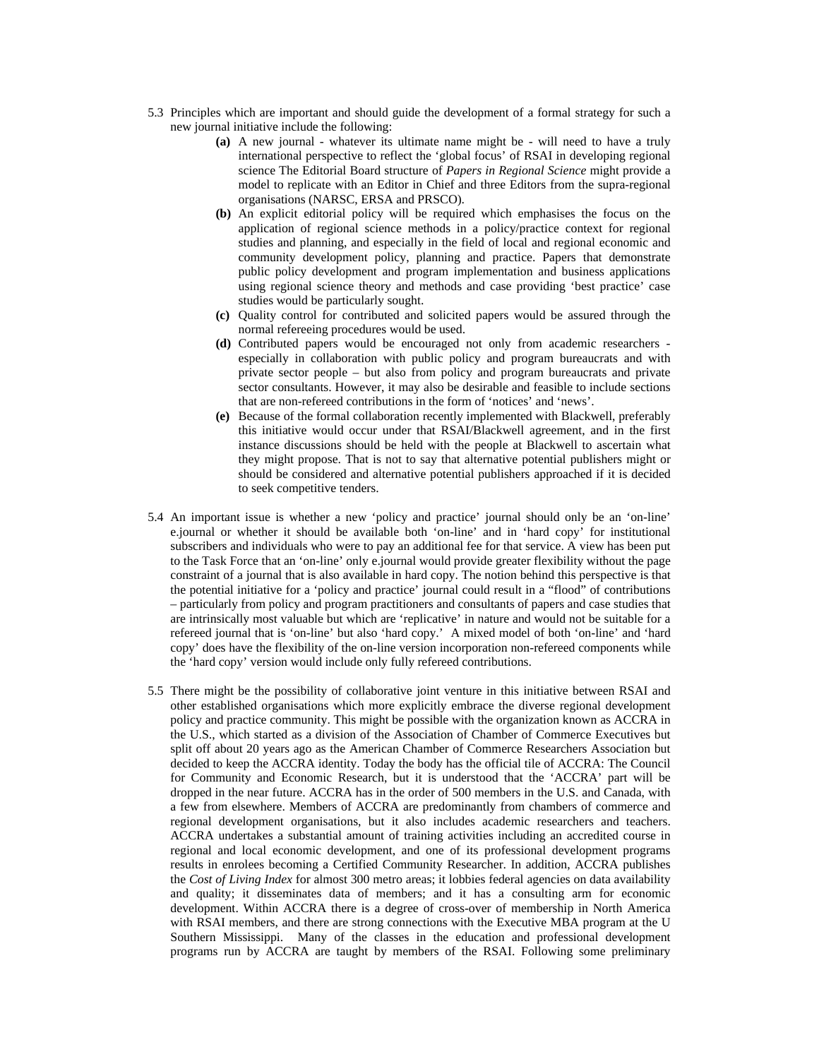5.3 Principles which are important and should guide the development of a formal strategy for such a new journal initiative include the following:

**(a)** A new journal - whatever its ultimate name might be - will need to have a truly international perspective to reflect the 'global focus' of RSAI in developing regional science The Editorial Board structure of *Papers in Regional Science* might provide a model to replicate with an Editor in Chief and three Editors from the supra-regional organisations (NARSC, ERSA and PRSCO).

**(b)** An explicit editorial policy will be required which emphasises the focus on the application of regional science methods in a policy/practice context for regional studies and planning, and especially in the field of local and regional economic and community development policy, planning and practice. Papers that demonstrate public policy development and program implementation and business applications using regional science theory and methods and case providing 'best practice' case studies would be particularly sought.

**(c)** Quality control for contributed and solicited papers would be assured through the normal refereeing procedures would be used.

**(d)** Contributed papers would be encouraged not only from academic researchers - especially in collaboration with public policy and program bureaucrats and with private sector people – but also from policy and program bureaucrats and private sector consultants. However, it may also be desirable and feasible to include sections that are non-refereed contributions in the form of 'notices' and 'news'.

**(e)** Because of the formal collaboration recently implemented with Blackwell, preferably this initiative would occur under that RSAI/Blackwell agreement, and in the first instance discussions should be held with the people at Blackwell to ascertain what they might propose. That is not to say that alternative potential publishers might or should be considered and alternative potential publishers approached if it is decided to seek competitive tenders.

5.4 An important issue is whether a new 'policy and practice' journal should only be an 'on-line' e.journal or whether it should be available both 'on-line' and in 'hard copy' for institutional subscribers and individuals who were to pay an additional fee for that service. A view has been put to the Task Force that an 'on-line' only e.journal would provide greater flexibility without the page constraint of a journal that is also available in hard copy. The notion behind this perspective is that the potential initiative for a 'policy and practice' journal could result in a "flood" of contributions – particularly from policy and program practitioners and consultants of papers and case studies that are intrinsically most valuable but which are 'replicative' in nature and would not be suitable for a refereed journal that is 'on-line' but also 'hard copy.' A mixed model of both 'on-line' and 'hard copy' does have the flexibility of the on-line version incorporation non-refereed components while the 'hard copy' version would include only fully refereed contributions.

5.5 There might be the possibility of collaborative joint venture in this initiative between RSAI and other established organisations which more explicitly embrace the diverse regional development policy and practice community. This might be possible with the organization known as ACCRA in the U.S., which started as a division of the Association of Chamber of Commerce Executives but split off about 20 years ago as the American Chamber of Commerce Researchers Association but decided to keep the ACCRA identity. Today the body has the official tile of ACCRA: The Council for Community and Economic Research, but it is understood that the 'ACCRA' part will be dropped in the near future. ACCRA has in the order of 500 members in the U.S. and Canada, with a few from elsewhere. Members of ACCRA are predominantly from chambers of commerce and regional development organisations, but it also includes academic researchers and teachers. ACCRA undertakes a substantial amount of training activities including an accredited course in regional and local economic development, and one of its professional development programs results in enrolees becoming a Certified Community Researcher. In addition, ACCRA publishes the *Cost of Living Index* for almost 300 metro areas; it lobbies federal agencies on data availability and quality; it disseminates data of members; and it has a consulting arm for economic development. Within ACCRA there is a degree of cross-over of membership in North America with RSAI members, and there are strong connections with the Executive MBA program at the U Southern Mississippi. Many of the classes in the education and professional development programs run by ACCRA are taught by members of the RSAI. Following some preliminary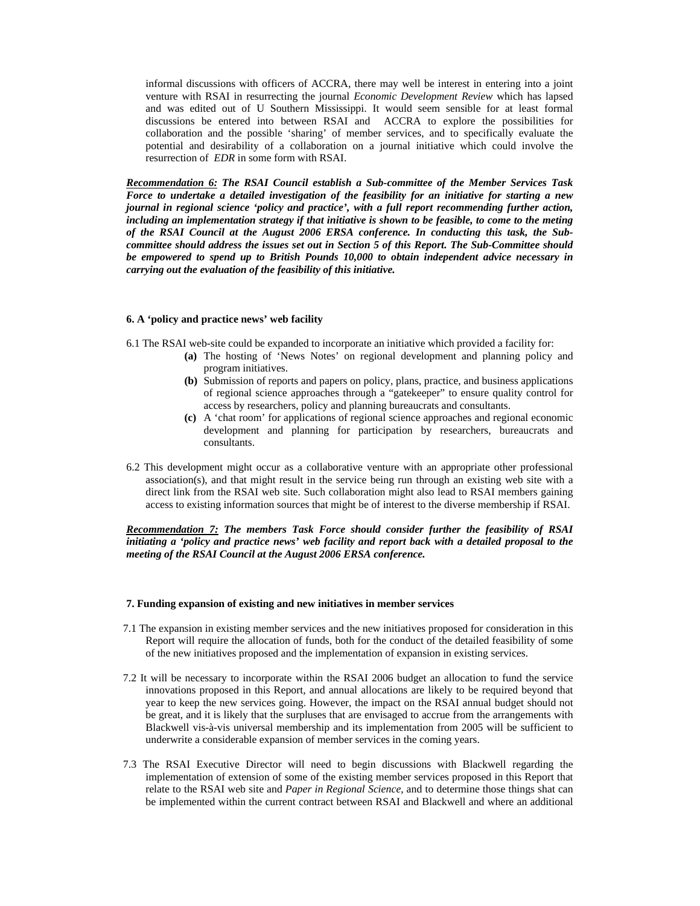informal discussions with officers of ACCRA, there may well be interest in entering into a joint venture with RSAI in resurrecting the journal *Economic Development Review* which has lapsed and was edited out of U Southern Mississippi. It would seem sensible for at least formal discussions be entered into between RSAI and ACCRA to explore the possibilities for collaboration and the possible 'sharing' of member services, and to specifically evaluate the potential and desirability of a collaboration on a journal initiative which could involve the resurrection of *EDR* in some form with RSAI.

***Recommendation 6:*** ***The RSAI Council establish a Sub-committee of the Member Services Task Force to undertake a detailed investigation of the feasibility for an initiative for starting a new journal in regional science 'policy and practice', with a full report recommending further action, including an implementation strategy if that initiative is shown to be feasible, to come to the meting of the RSAI Council at the August 2006 ERSA conference. In conducting this task, the Sub-committee should address the issues set out in Section 5 of this Report. The Sub-Committee should be empowered to spend up to British Pounds 10,000 to obtain independent advice necessary in carrying out the evaluation of the feasibility of this initiative.***

### 6. A 'policy and practice news' web facility

6.1 The RSAI web-site could be expanded to incorporate an initiative which provided a facility for:

- **(a)** The hosting of 'News Notes' on regional development and planning policy and program initiatives.
- **(b)** Submission of reports and papers on policy, plans, practice, and business applications of regional science approaches through a "gatekeeper" to ensure quality control for access by researchers, policy and planning bureaucrats and consultants.
- **(c)** A 'chat room' for applications of regional science approaches and regional economic development and planning for participation by researchers, bureaucrats and consultants.

6.2 This development might occur as a collaborative venture with an appropriate other professional association(s), and that might result in the service being run through an existing web site with a direct link from the RSAI web site. Such collaboration might also lead to RSAI members gaining access to existing information sources that might be of interest to the diverse membership if RSAI.

***Recommendation 7:*** ***The members Task Force should consider further the feasibility of RSAI initiating a 'policy and practice news' web facility and report back with a detailed proposal to the meeting of the RSAI Council at the August 2006 ERSA conference.***

### 7. Funding expansion of existing and new initiatives in member services

7.1 The expansion in existing member services and the new initiatives proposed for consideration in this Report will require the allocation of funds, both for the conduct of the detailed feasibility of some of the new initiatives proposed and the implementation of expansion in existing services.

7.2 It will be necessary to incorporate within the RSAI 2006 budget an allocation to fund the service innovations proposed in this Report, and annual allocations are likely to be required beyond that year to keep the new services going. However, the impact on the RSAI annual budget should not be great, and it is likely that the surpluses that are envisaged to accrue from the arrangements with Blackwell vis-à-vis universal membership and its implementation from 2005 will be sufficient to underwrite a considerable expansion of member services in the coming years.

7.3 The RSAI Executive Director will need to begin discussions with Blackwell regarding the implementation of extension of some of the existing member services proposed in this Report that relate to the RSAI web site and *Paper in Regional Science*, and to determine those things shat can be implemented within the current contract between RSAI and Blackwell and where an additional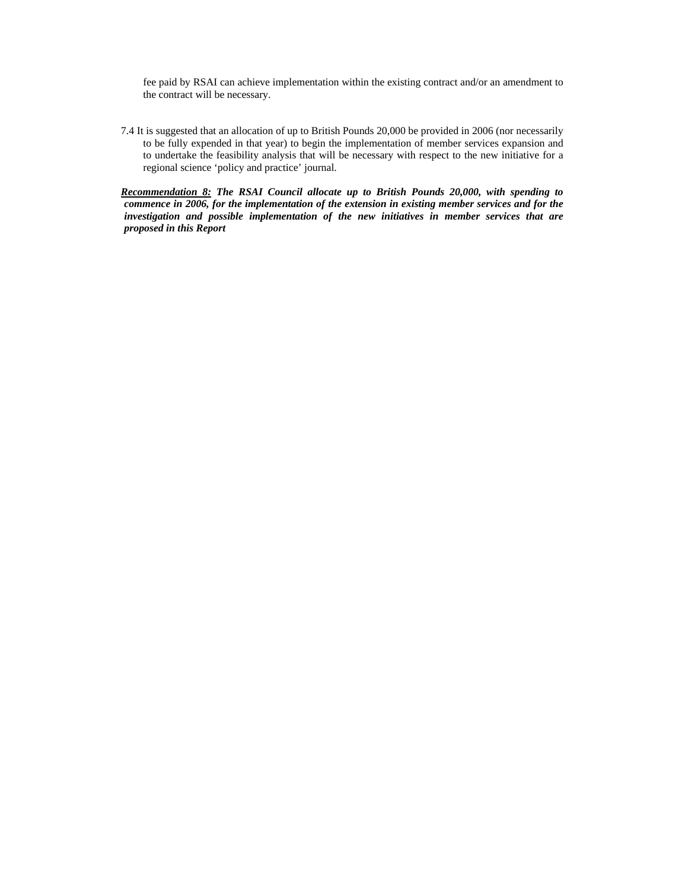fee paid by RSAI can achieve implementation within the existing contract and/or an amendment to the contract will be necessary.

7.4 It is suggested that an allocation of up to British Pounds 20,000 be provided in 2006 (nor necessarily to be fully expended in that year) to begin the implementation of member services expansion and to undertake the feasibility analysis that will be necessary with respect to the new initiative for a regional science 'policy and practice' journal.

***Recommendation 8:*** ***The RSAI Council allocate up to British Pounds 20,000, with spending to commence in 2006, for the implementation of the extension in existing member services and for the investigation and possible implementation of the new initiatives in member services that are proposed in this Report***